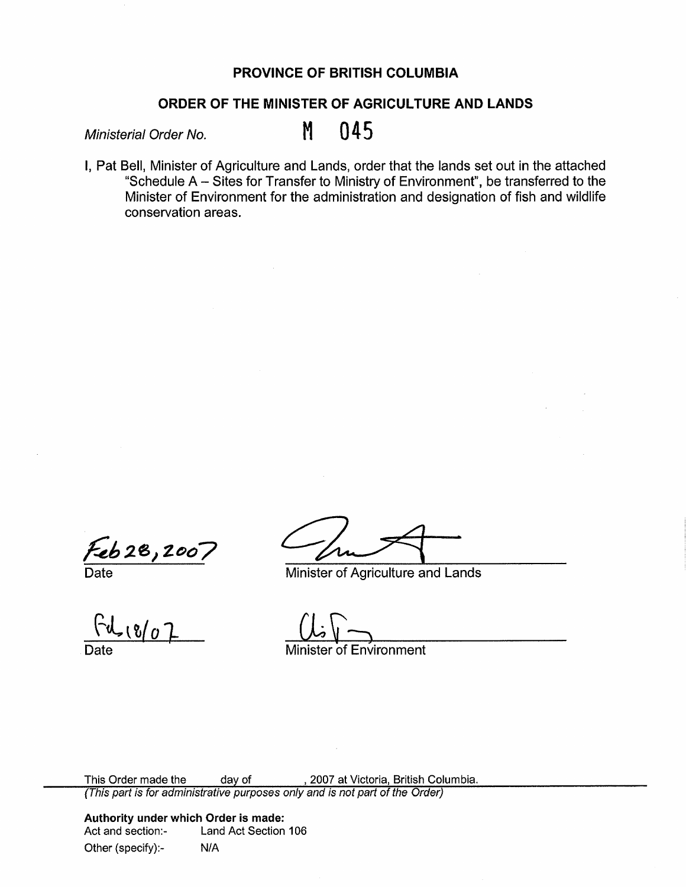# PROVINCE OF BRITISH COLUMBIA

## ORDER OF THE MINISTER OF AGRICULTURE AND LANDS

*Ministerial Order No.* **M 045**

I, Pat Bell, Minister of Agriculture and Lands, order that the lands set out in the attached "Schedule A – Sites for Transfer to Ministry of Environment", be transferred to the Minister of Environment for the administration and designation of fish and wildlife conservation areas.

Feb 28, 2007
Date

Minister of Agriculture and Lands

Feb 18/07
Date

Minister of Environment

This Order made the ____ day of ____, 2007 at Victoria, British Columbia.
*(This part is for administrative purposes only and is not part of the Order)*

**Authority under which Order is made:**

Act and section:- Land Act Section 106

Other (specify):- N/A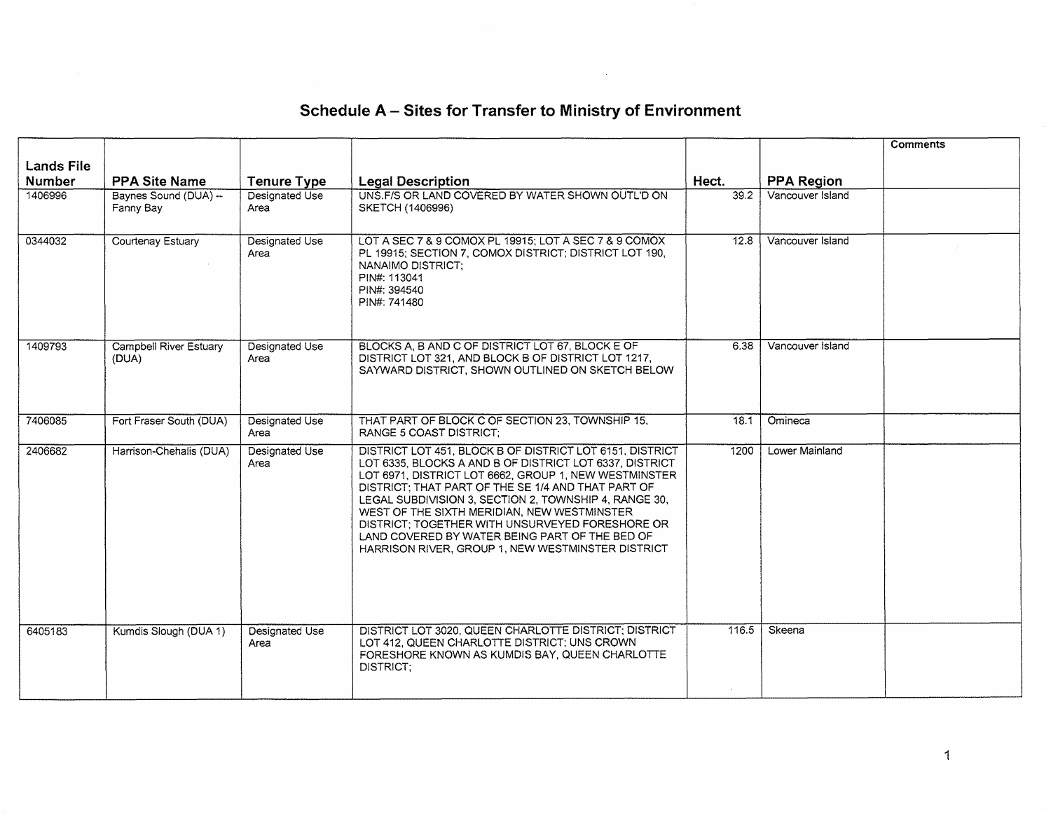# Schedule A – Sites for Transfer to Ministry of Environment

| Lands File Number | PPA Site Name | Tenure Type | Legal Description | Hect. | PPA Region | Comments |
|---|---|---|---|---|---|---|
| 1406996 | Baynes Sound (DUA) -- Fanny Bay | Designated Use Area | UNS.F/S OR LAND COVERED BY WATER SHOWN OUTL'D ON SKETCH (1406996) | 39.2 | Vancouver Island | |
| 0344032 | Courtenay Estuary | Designated Use Area | LOT A SEC 7 & 9 COMOX PL 19915; LOT A SEC 7 & 9 COMOX PL 19915; SECTION 7, COMOX DISTRICT; DISTRICT LOT 190, NANAIMO DISTRICT;<br>PIN#: 113041<br>PIN#: 394540<br>PIN#: 741480 | 12.8 | Vancouver Island | |
| 1409793 | Campbell River Estuary (DUA) | Designated Use Area | BLOCKS A, B AND C OF DISTRICT LOT 67, BLOCK E OF DISTRICT LOT 321, AND BLOCK B OF DISTRICT LOT 1217, SAYWARD DISTRICT, SHOWN OUTLINED ON SKETCH BELOW | 6.38 | Vancouver Island | |
| 7406085 | Fort Fraser South (DUA) | Designated Use Area | THAT PART OF BLOCK C OF SECTION 23, TOWNSHIP 15, RANGE 5 COAST DISTRICT; | 18.1 | Omineca | |
| 2406682 | Harrison-Chehalis (DUA) | Designated Use Area | DISTRICT LOT 451, BLOCK B OF DISTRICT LOT 6151, DISTRICT LOT 6335, BLOCKS A AND B OF DISTRICT LOT 6337, DISTRICT LOT 6971, DISTRICT LOT 6662, GROUP 1, NEW WESTMINSTER DISTRICT; THAT PART OF THE SE 1/4 AND THAT PART OF LEGAL SUBDIVISION 3, SECTION 2, TOWNSHIP 4, RANGE 30, WEST OF THE SIXTH MERIDIAN, NEW WESTMINSTER DISTRICT; TOGETHER WITH UNSURVEYED FORESHORE OR LAND COVERED BY WATER BEING PART OF THE BED OF HARRISON RIVER, GROUP 1, NEW WESTMINSTER DISTRICT | 1200 | Lower Mainland | |
| 6405183 | Kumdis Slough (DUA 1) | Designated Use Area | DISTRICT LOT 3020, QUEEN CHARLOTTE DISTRICT; DISTRICT LOT 412, QUEEN CHARLOTTE DISTRICT; UNS CROWN FORESHORE KNOWN AS KUMDIS BAY, QUEEN CHARLOTTE DISTRICT; | 116.5 | Skeena | |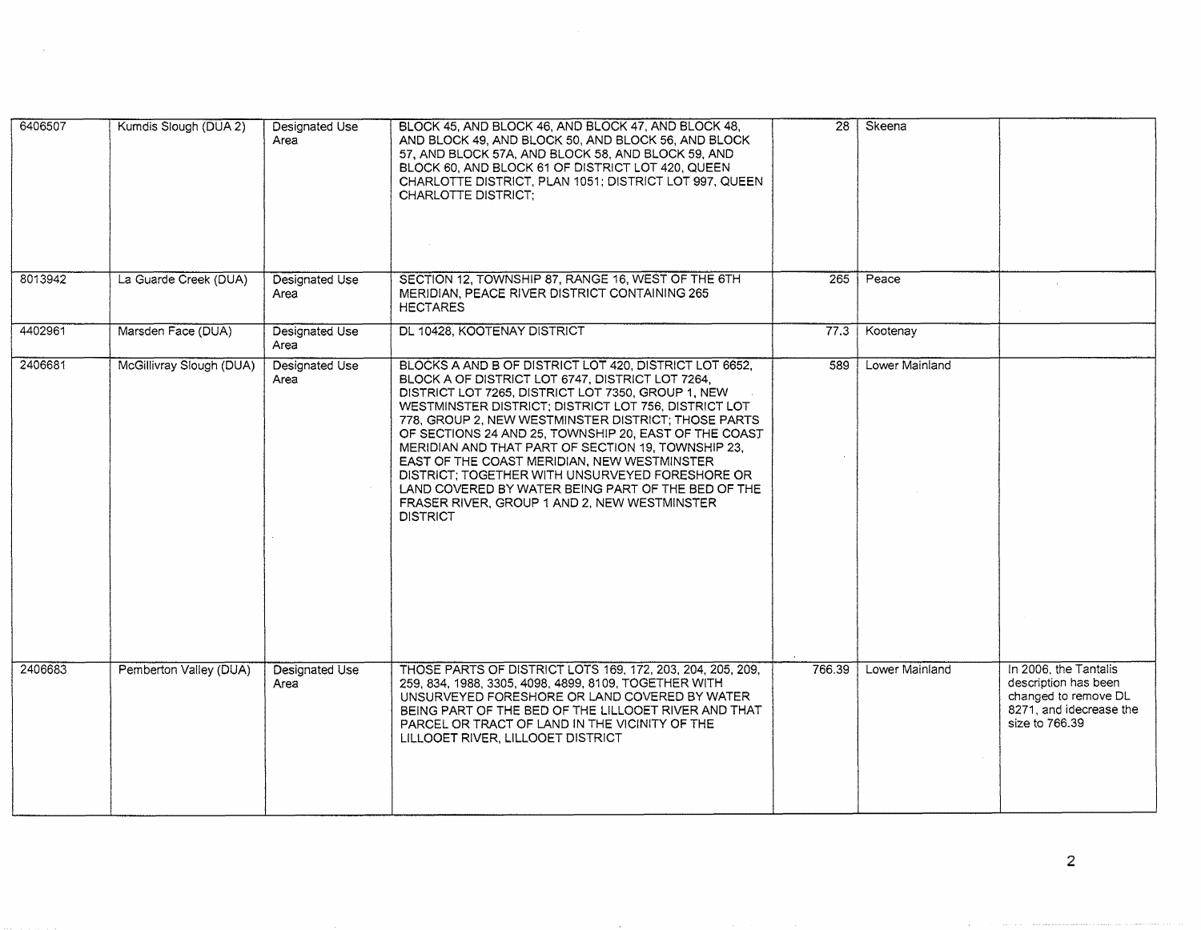| | | | | | | |
|---|---|---|---|---|---|---|
| 6406507 | Kumdis Slough (DUA 2) | Designated Use Area | BLOCK 45, AND BLOCK 46, AND BLOCK 47, AND BLOCK 48, AND BLOCK 49, AND BLOCK 50, AND BLOCK 56, AND BLOCK 57, AND BLOCK 57A, AND BLOCK 58, AND BLOCK 59, AND BLOCK 60, AND BLOCK 61 OF DISTRICT LOT 420, QUEEN CHARLOTTE DISTRICT, PLAN 1051; DISTRICT LOT 997, QUEEN CHARLOTTE DISTRICT; | 28 | Skeena | |
| 8013942 | La Guarde Creek (DUA) | Designated Use Area | SECTION 12, TOWNSHIP 87, RANGE 16, WEST OF THE 6TH MERIDIAN, PEACE RIVER DISTRICT CONTAINING 265 HECTARES | 265 | Peace | |
| 4402961 | Marsden Face (DUA) | Designated Use Area | DL 10428, KOOTENAY DISTRICT | 77.3 | Kootenay | |
| 2406681 | McGillivray Slough (DUA) | Designated Use Area | BLOCKS A AND B OF DISTRICT LOT 420, DISTRICT LOT 6652, BLOCK A OF DISTRICT LOT 6747, DISTRICT LOT 7264, DISTRICT LOT 7265, DISTRICT LOT 7350, GROUP 1, NEW WESTMINSTER DISTRICT; DISTRICT LOT 756, DISTRICT LOT 778, GROUP 2, NEW WESTMINSTER DISTRICT; THOSE PARTS OF SECTIONS 24 AND 25, TOWNSHIP 20, EAST OF THE COAST MERIDIAN AND THAT PART OF SECTION 19, TOWNSHIP 23, EAST OF THE COAST MERIDIAN, NEW WESTMINSTER DISTRICT; TOGETHER WITH UNSURVEYED FORESHORE OR LAND COVERED BY WATER BEING PART OF THE BED OF THE FRASER RIVER, GROUP 1 AND 2, NEW WESTMINSTER DISTRICT | 589 | Lower Mainland | |
| 2406683 | Pemberton Valley (DUA) | Designated Use Area | THOSE PARTS OF DISTRICT LOTS 169, 172, 203, 204, 205, 209, 259, 834, 1988, 3305, 4098, 4899, 8109, TOGETHER WITH UNSURVEYED FORESHORE OR LAND COVERED BY WATER BEING PART OF THE BED OF THE LILLOOET RIVER AND THAT PARCEL OR TRACT OF LAND IN THE VICINITY OF THE LILLOOET RIVER, LILLOOET DISTRICT | 766.39 | Lower Mainland | In 2006, the Tantalis description has been changed to remove DL 8271, and idecrease the size to 766.39 |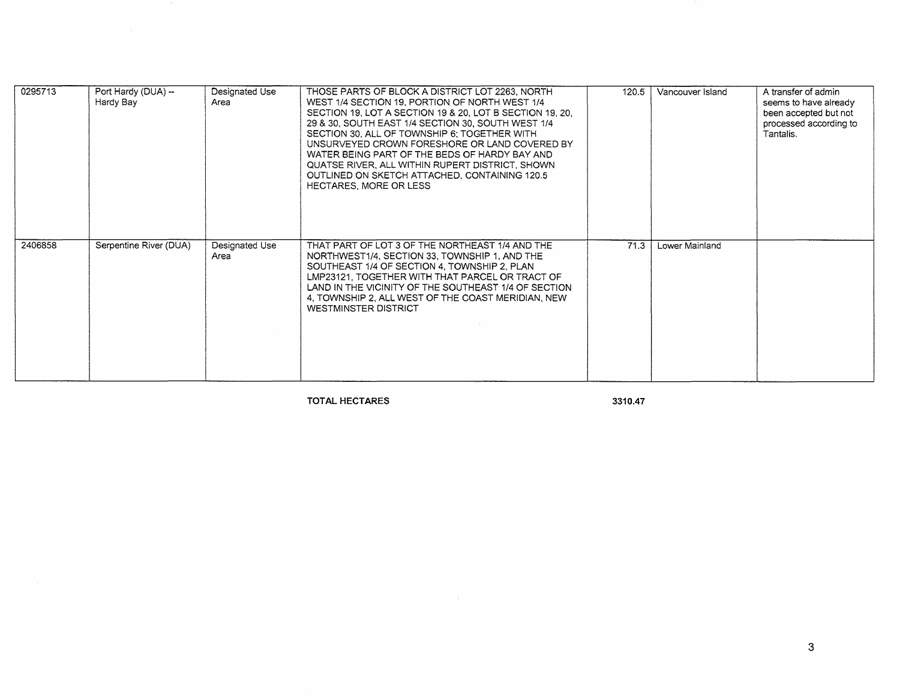| | | | | | | |
|---|---|---|---|---|---|---|
| 0295713 | Port Hardy (DUA) -- Hardy Bay | Designated Use Area | THOSE PARTS OF BLOCK A DISTRICT LOT 2263, NORTH WEST 1/4 SECTION 19, PORTION OF NORTH WEST 1/4 SECTION 19, LOT A SECTION 19 & 20, LOT B SECTION 19, 20, 29 & 30, SOUTH EAST 1/4 SECTION 30, SOUTH WEST 1/4 SECTION 30, ALL OF TOWNSHIP 6; TOGETHER WITH UNSURVEYED CROWN FORESHORE OR LAND COVERED BY WATER BEING PART OF THE BEDS OF HARDY BAY AND QUATSE RIVER, ALL WITHIN RUPERT DISTRICT, SHOWN OUTLINED ON SKETCH ATTACHED, CONTAINING 120.5 HECTARES, MORE OR LESS | 120.5 | Vancouver Island | A transfer of admin seems to have already been accepted but not processed according to Tantalis. |
| 2406858 | Serpentine River (DUA) | Designated Use Area | THAT PART OF LOT 3 OF THE NORTHEAST 1/4 AND THE NORTHWEST1/4, SECTION 33, TOWNSHIP 1, AND THE SOUTHEAST 1/4 OF SECTION 4, TOWNSHIP 2, PLAN LMP23121, TOGETHER WITH THAT PARCEL OR TRACT OF LAND IN THE VICINITY OF THE SOUTHEAST 1/4 OF SECTION 4, TOWNSHIP 2, ALL WEST OF THE COAST MERIDIAN, NEW WESTMINSTER DISTRICT | 71.3 | Lower Mainland | |
| | | | **TOTAL HECTARES** | **3310.47** | | |